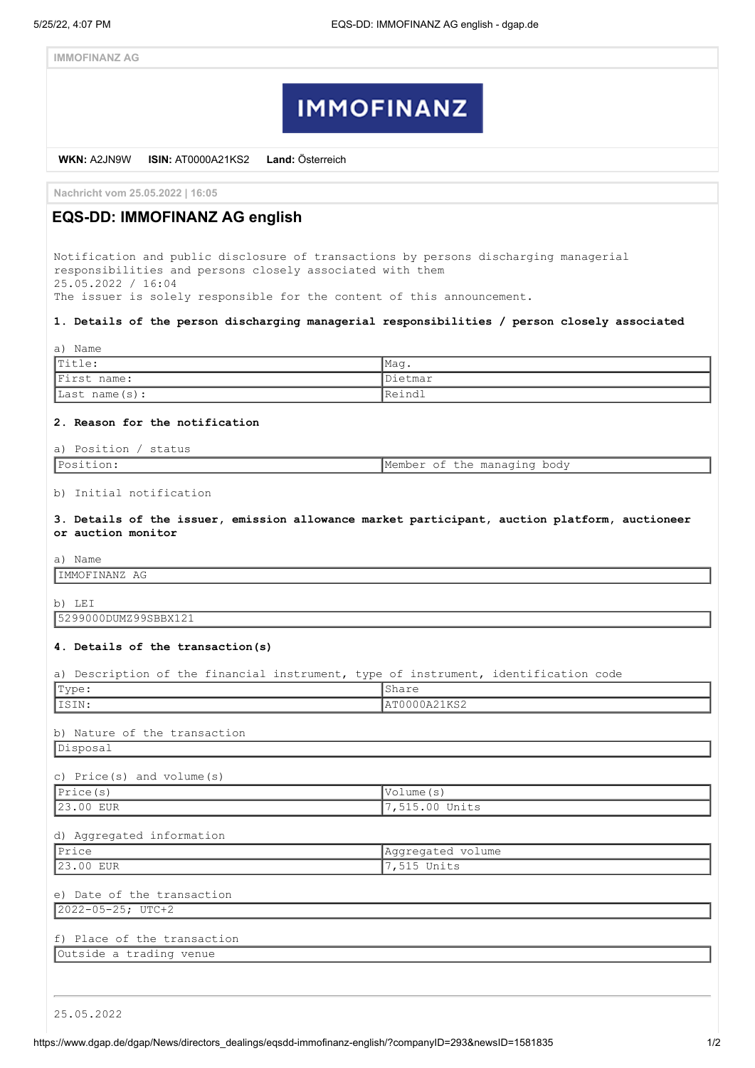IMMOFINANZ AG

IMMOFINANZ

**WKN:** A2JN9W **ISIN:** AT0000A21KS2 **Land:** Österreich

Nachricht vom 25.05.2022 | 16:05

# EQS-DD: IMMOFINANZ AG english

Notification and public disclosure of transactions by persons discharging managerial responsibilities and persons closely associated with them
25.05.2022 / 16:04
The issuer is solely responsible for the content of this announcement.

**1. Details of the person discharging managerial responsibilities / person closely associated**

a) Name

| Title: | Mag. |
|---|---|
| First name: | Dietmar |
| Last name(s): | Reindl |

**2. Reason for the notification**

a) Position / status

| Position: | Member of the managing body |
|---|---|

b) Initial notification

**3. Details of the issuer, emission allowance market participant, auction platform, auctioneer or auction monitor**

a) Name

| IMMOFINANZ AG |
|---|

b) LEI

| 5299000DUMZ99SBBX121 |
|---|

**4. Details of the transaction(s)**

a) Description of the financial instrument, type of instrument, identification code

| Type: | Share |
|---|---|
| ISIN: | AT0000A21KS2 |

b) Nature of the transaction

| Disposal |
|---|

c) Price(s) and volume(s)

| Price(s) | Volume(s) |
|---|---|
| 23.00 EUR | 7,515.00 Units |

d) Aggregated information

| Price | Aggregated volume |
|---|---|
| 23.00 EUR | 7,515 Units |

e) Date of the transaction

| 2022-05-25; UTC+2 |
|---|

f) Place of the transaction

| Outside a trading venue |
|---|

---

25.05.2022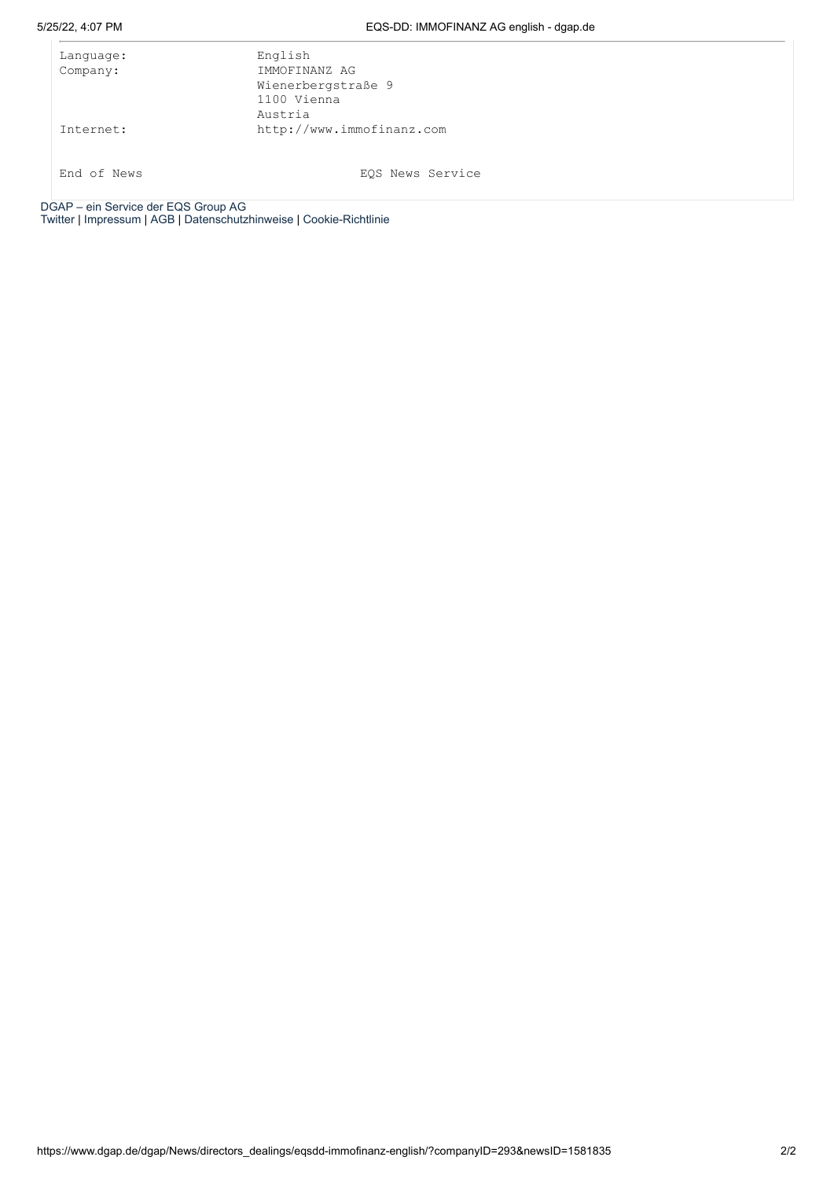| | |
|---|---|
| Language: | English |
| Company: | IMMOFINANZ AG<br>Wienerbergstraße 9<br>1100 Vienna<br>Austria |
| Internet: | http://www.immofinanz.com |

End of News EQS News Service

DGAP – ein Service der EQS Group AG
Twitter | Impressum | AGB | Datenschutzhinweise | Cookie-Richtlinie